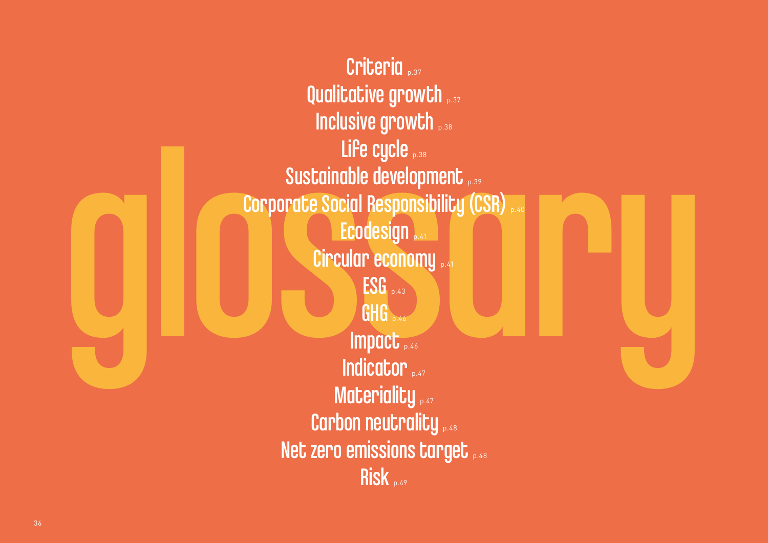# glossary

- Criteria p.37
- Qualitative growth p.37
- Inclusive growth p.38
- Life cycle p.38
- Sustainable development p.39
- Corporate Social Responsibility (CSR) p.40
- Ecodesign p.41
- Circular economy p.41
- ESG p.43
- GHG p.46
- Impact p.46
- Indicator p.47
- Materiality p.47
- Carbon neutrality p.48
- Net zero emissions target p.48
- Risk p.49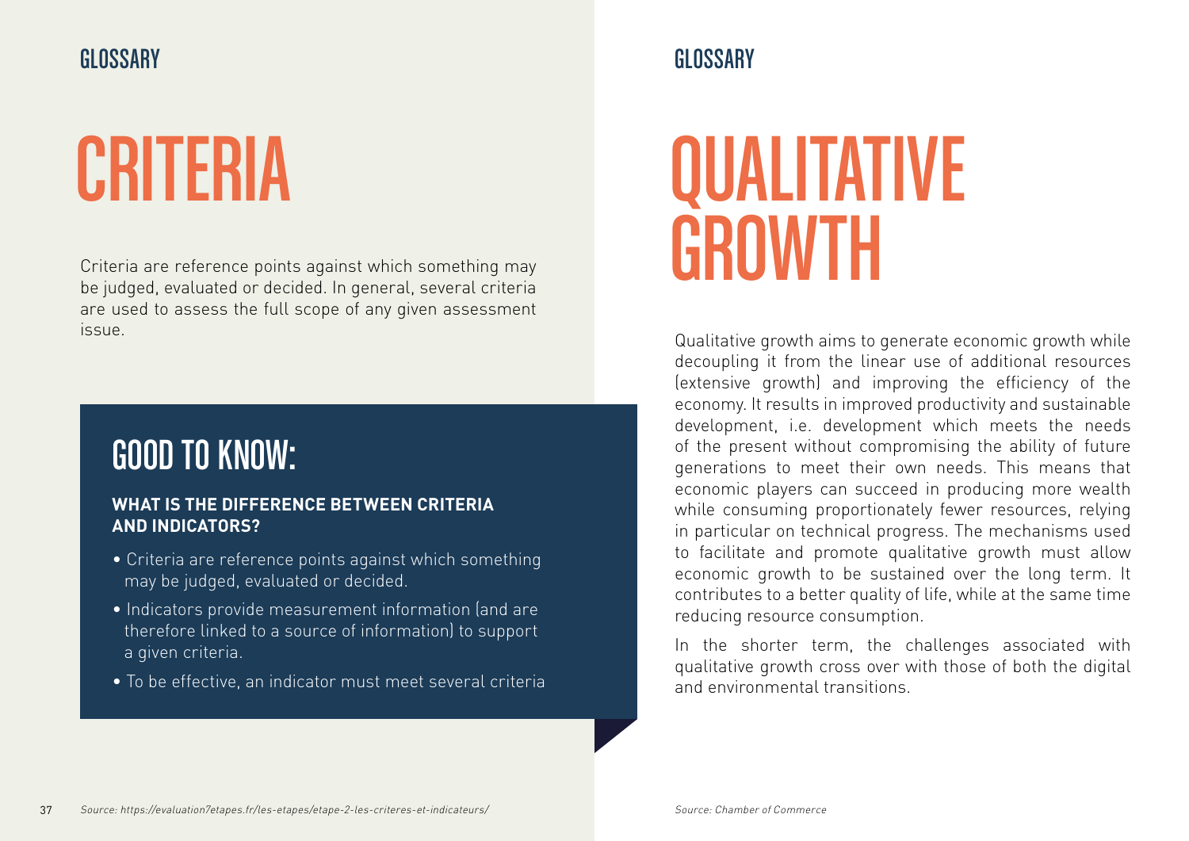GLOSSARY

# CRITERIA

Criteria are reference points against which something may be judged, evaluated or decided. In general, several criteria are used to assess the full scope of any given assessment issue.

## GOOD TO KNOW:

**WHAT IS THE DIFFERENCE BETWEEN CRITERIA AND INDICATORS?**

- Criteria are reference points against which something may be judged, evaluated or decided.
- Indicators provide measurement information (and are therefore linked to a source of information) to support a given criteria.
- To be effective, an indicator must meet several criteria

*Source: https://evaluation7etapes.fr/les-etapes/etape-2-les-criteres-et-indicateurs/*

GLOSSARY

# QUALITATIVE GROWTH

Qualitative growth aims to generate economic growth while decoupling it from the linear use of additional resources (extensive growth) and improving the efficiency of the economy. It results in improved productivity and sustainable development, i.e. development which meets the needs of the present without compromising the ability of future generations to meet their own needs. This means that economic players can succeed in producing more wealth while consuming proportionately fewer resources, relying in particular on technical progress. The mechanisms used to facilitate and promote qualitative growth must allow economic growth to be sustained over the long term. It contributes to a better quality of life, while at the same time reducing resource consumption.

In the shorter term, the challenges associated with qualitative growth cross over with those of both the digital and environmental transitions.

*Source: Chamber of Commerce*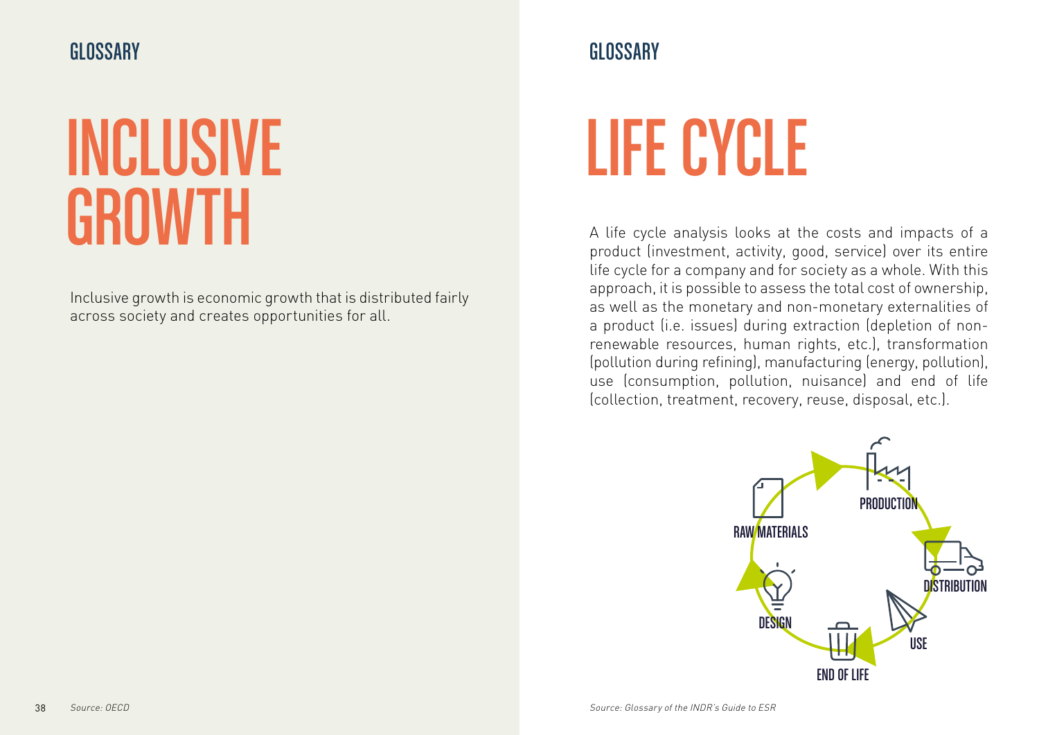# INCLUSIVE GROWTH

Inclusive growth is economic growth that is distributed fairly across society and creates opportunities for all.

*Source: OECD*

# LIFE CYCLE

A life cycle analysis looks at the costs and impacts of a product (investment, activity, good, service) over its entire life cycle for a company and for society as a whole. With this approach, it is possible to assess the total cost of ownership, as well as the monetary and non-monetary externalities of a product (i.e. issues) during extraction (depletion of non-renewable resources, human rights, etc.), transformation (pollution during refining), manufacturing (energy, pollution), use (consumption, pollution, nuisance) and end of life (collection, treatment, recovery, reuse, disposal, etc.).

RAW MATERIALS

PRODUCTION

DISTRIBUTION

USE

END OF LIFE

DESIGN

*Source: Glossary of the INDR's Guide to ESR*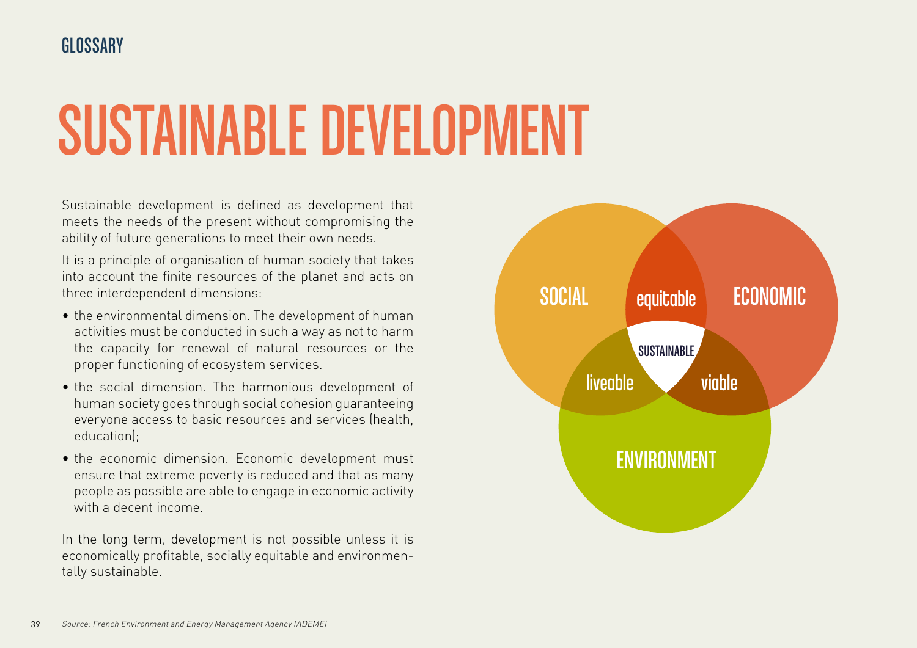GLOSSARY

# SUSTAINABLE DEVELOPMENT

Sustainable development is defined as development that meets the needs of the present without compromising the ability of future generations to meet their own needs.

It is a principle of organisation of human society that takes into account the finite resources of the planet and acts on three interdependent dimensions:

- the environmental dimension. The development of human activities must be conducted in such a way as not to harm the capacity for renewal of natural resources or the proper functioning of ecosystem services.
- the social dimension. The harmonious development of human society goes through social cohesion guaranteeing everyone access to basic resources and services (health, education);
- the economic dimension. Economic development must ensure that extreme poverty is reduced and that as many people as possible are able to engage in economic activity with a decent income.

In the long term, development is not possible unless it is economically profitable, socially equitable and environmentally sustainable.

SOCIAL — equitable — ECONOMIC

SUSTAINABLE

liveable — viable

ENVIRONMENT

*Source: French Environment and Energy Management Agency (ADEME)*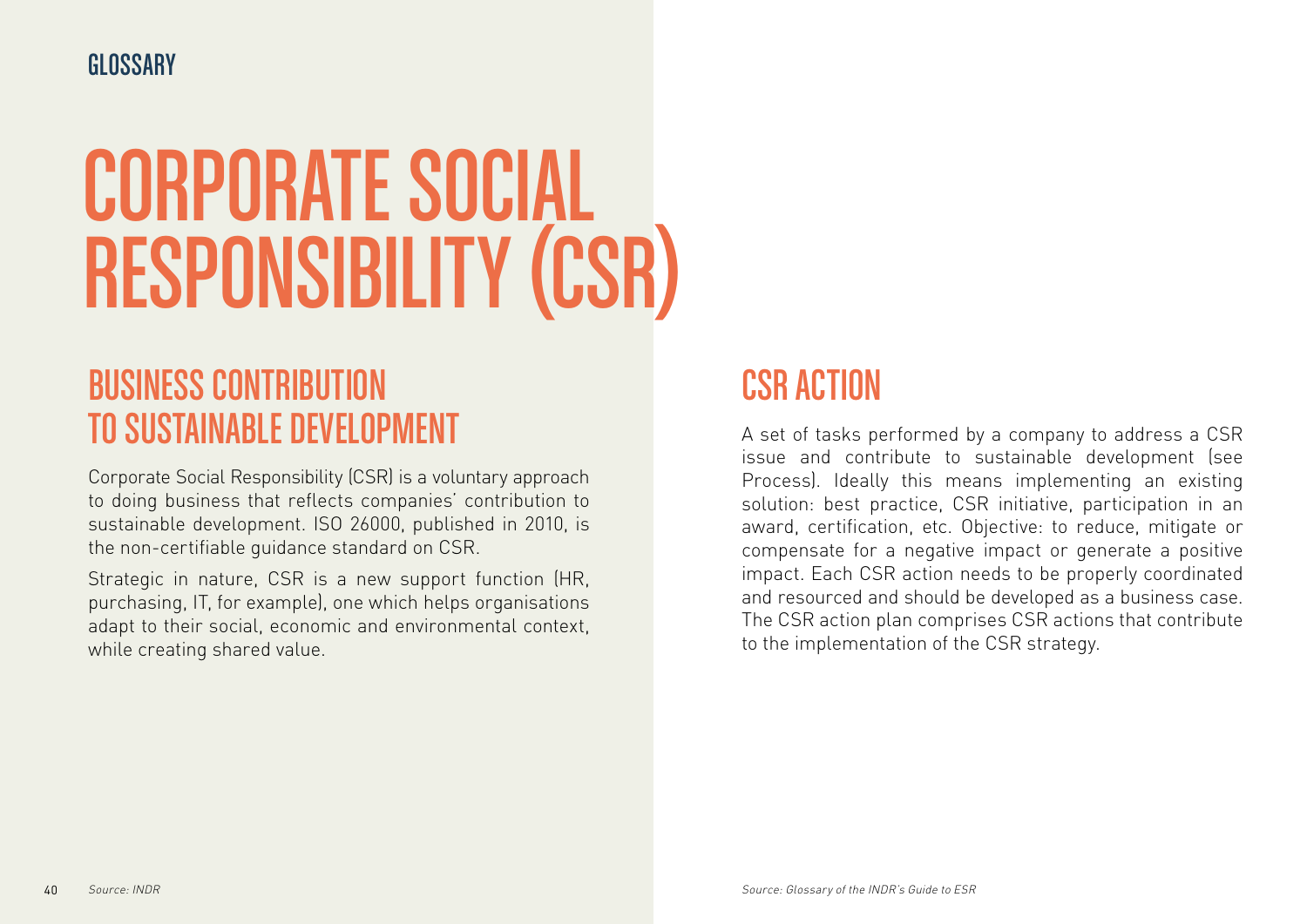GLOSSARY

# CORPORATE SOCIAL RESPONSIBILITY (CSR)

## BUSINESS CONTRIBUTION TO SUSTAINABLE DEVELOPMENT

Corporate Social Responsibility (CSR) is a voluntary approach to doing business that reflects companies' contribution to sustainable development. ISO 26000, published in 2010, is the non-certifiable guidance standard on CSR.

Strategic in nature, CSR is a new support function (HR, purchasing, IT, for example), one which helps organisations adapt to their social, economic and environmental context, while creating shared value.

*Source: INDR*

## CSR ACTION

A set of tasks performed by a company to address a CSR issue and contribute to sustainable development (see Process). Ideally this means implementing an existing solution: best practice, CSR initiative, participation in an award, certification, etc. Objective: to reduce, mitigate or compensate for a negative impact or generate a positive impact. Each CSR action needs to be properly coordinated and resourced and should be developed as a business case. The CSR action plan comprises CSR actions that contribute to the implementation of the CSR strategy.

*Source: Glossary of the INDR's Guide to ESR*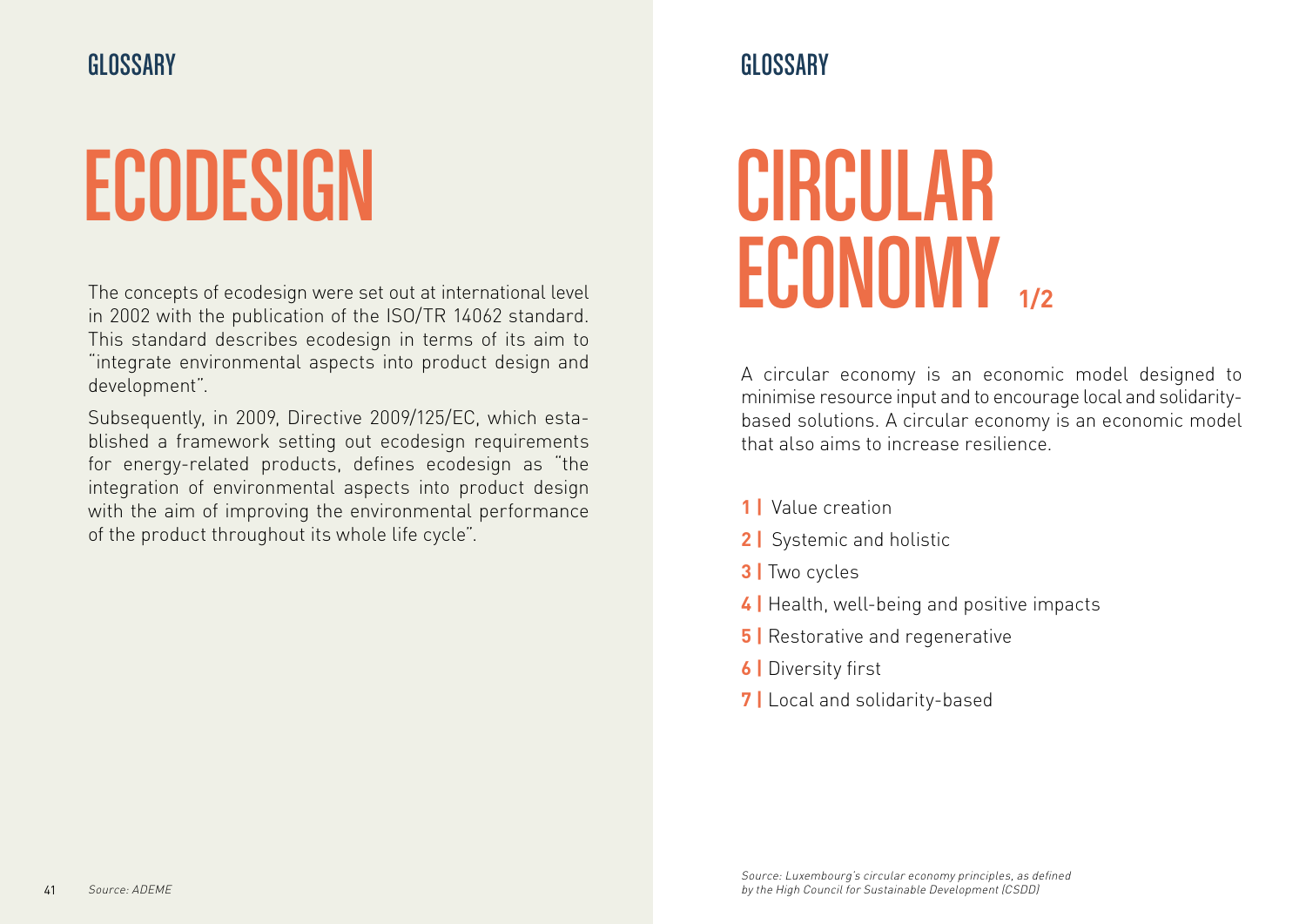# ECODESIGN

The concepts of ecodesign were set out at international level in 2002 with the publication of the ISO/TR 14062 standard. This standard describes ecodesign in terms of its aim to "integrate environmental aspects into product design and development".

Subsequently, in 2009, Directive 2009/125/EC, which established a framework setting out ecodesign requirements for energy-related products, defines ecodesign as "the integration of environmental aspects into product design with the aim of improving the environmental performance of the product throughout its whole life cycle".

*Source: ADEME*

# CIRCULAR ECONOMY 1/2

A circular economy is an economic model designed to minimise resource input and to encourage local and solidarity-based solutions. A circular economy is an economic model that also aims to increase resilience.

**1 |** Value creation

**2 |** Systemic and holistic

**3 |** Two cycles

**4 |** Health, well-being and positive impacts

**5 |** Restorative and regenerative

**6 |** Diversity first

**7 |** Local and solidarity-based

*Source: Luxembourg's circular economy principles, as defined by the High Council for Sustainable Development (CSDD)*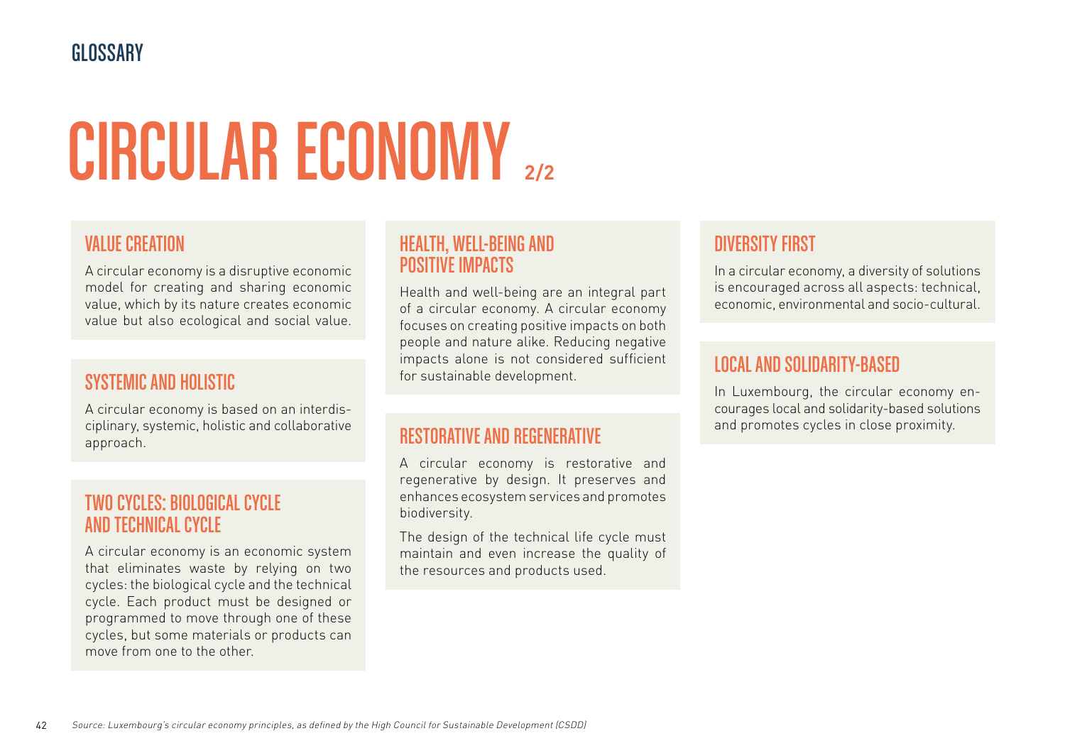GLOSSARY

# CIRCULAR ECONOMY 2/2

### VALUE CREATION

A circular economy is a disruptive economic model for creating and sharing economic value, which by its nature creates economic value but also ecological and social value.

### SYSTEMIC AND HOLISTIC

A circular economy is based on an interdisciplinary, systemic, holistic and collaborative approach.

### TWO CYCLES: BIOLOGICAL CYCLE AND TECHNICAL CYCLE

A circular economy is an economic system that eliminates waste by relying on two cycles: the biological cycle and the technical cycle. Each product must be designed or programmed to move through one of these cycles, but some materials or products can move from one to the other.

### HEALTH, WELL-BEING AND POSITIVE IMPACTS

Health and well-being are an integral part of a circular economy. A circular economy focuses on creating positive impacts on both people and nature alike. Reducing negative impacts alone is not considered sufficient for sustainable development.

### RESTORATIVE AND REGENERATIVE

A circular economy is restorative and regenerative by design. It preserves and enhances ecosystem services and promotes biodiversity.

The design of the technical life cycle must maintain and even increase the quality of the resources and products used.

### DIVERSITY FIRST

In a circular economy, a diversity of solutions is encouraged across all aspects: technical, economic, environmental and socio-cultural.

### LOCAL AND SOLIDARITY-BASED

In Luxembourg, the circular economy encourages local and solidarity-based solutions and promotes cycles in close proximity.

*Source: Luxembourg's circular economy principles, as defined by the High Council for Sustainable Development (CSDD)*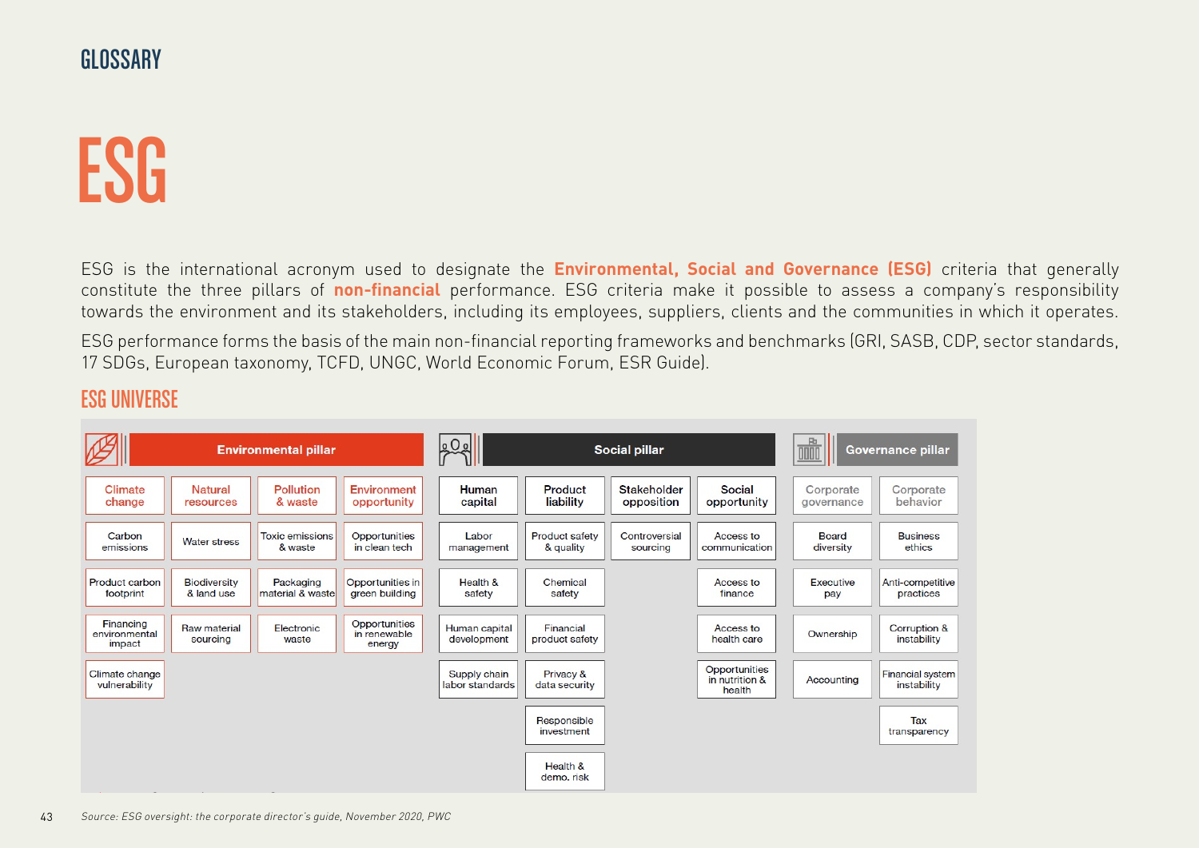GLOSSARY

# ESG

ESG is the international acronym used to designate the **Environmental, Social and Governance (ESG)** criteria that generally constitute the three pillars of **non-financial** performance. ESG criteria make it possible to assess a company's responsibility towards the environment and its stakeholders, including its employees, suppliers, clients and the communities in which it operates.

ESG performance forms the basis of the main non-financial reporting frameworks and benchmarks (GRI, SASB, CDP, sector standards, 17 SDGs, European taxonomy, TCFD, UNGC, World Economic Forum, ESR Guide).

## ESG UNIVERSE

| Environmental pillar | | | | Social pillar | | | | Governance pillar | |
|---|---|---|---|---|---|---|---|---|---|
| Climate change | Natural resources | Pollution & waste | Environment opportunity | Human capital | Product liability | Stakeholder opposition | Social opportunity | Corporate governance | Corporate behavior |
| Carbon emissions | Water stress | Toxic emissions & waste | Opportunities in clean tech | Labor management | Product safety & quality | Controversial sourcing | Access to communication | Board diversity | Business ethics |
| Product carbon footprint | Biodiversity & land use | Packaging material & waste | Opportunities in green building | Health & safety | Chemical safety | | Access to finance | Executive pay | Anti-competitive practices |
| Financing environmental impact | Raw material sourcing | Electronic waste | Opportunities in renewable energy | Human capital development | Financial product safety | | Access to health care | Ownership | Corruption & instability |
| Climate change vulnerability | | | | Supply chain labor standards | Privacy & data security | | Opportunities in nutrition & health | Accounting | Financial system instability |
| | | | | | Responsible investment | | | | Tax transparency |
| | | | | | Health & demo. risk | | | | |

*Source: ESG oversight: the corporate director's guide, November 2020, PWC*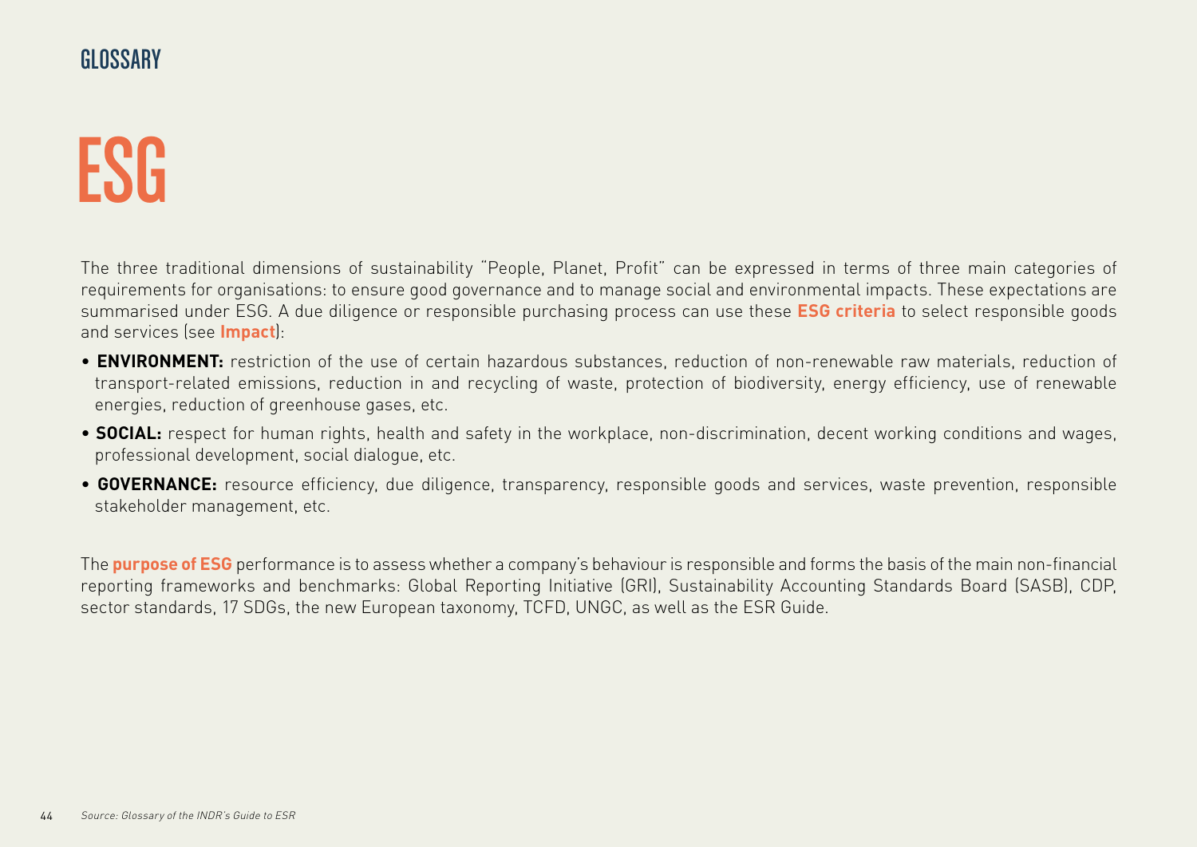GLOSSARY

# ESG

The three traditional dimensions of sustainability "People, Planet, Profit" can be expressed in terms of three main categories of requirements for organisations: to ensure good governance and to manage social and environmental impacts. These expectations are summarised under ESG. A due diligence or responsible purchasing process can use these **ESG criteria** to select responsible goods and services (see **Impact**):

- **ENVIRONMENT:** restriction of the use of certain hazardous substances, reduction of non-renewable raw materials, reduction of transport-related emissions, reduction in and recycling of waste, protection of biodiversity, energy efficiency, use of renewable energies, reduction of greenhouse gases, etc.
- **SOCIAL:** respect for human rights, health and safety in the workplace, non-discrimination, decent working conditions and wages, professional development, social dialogue, etc.
- **GOVERNANCE:** resource efficiency, due diligence, transparency, responsible goods and services, waste prevention, responsible stakeholder management, etc.

The **purpose of ESG** performance is to assess whether a company's behaviour is responsible and forms the basis of the main non-financial reporting frameworks and benchmarks: Global Reporting Initiative (GRI), Sustainability Accounting Standards Board (SASB), CDP, sector standards, 17 SDGs, the new European taxonomy, TCFD, UNGC, as well as the ESR Guide.

*Source: Glossary of the INDR's Guide to ESR*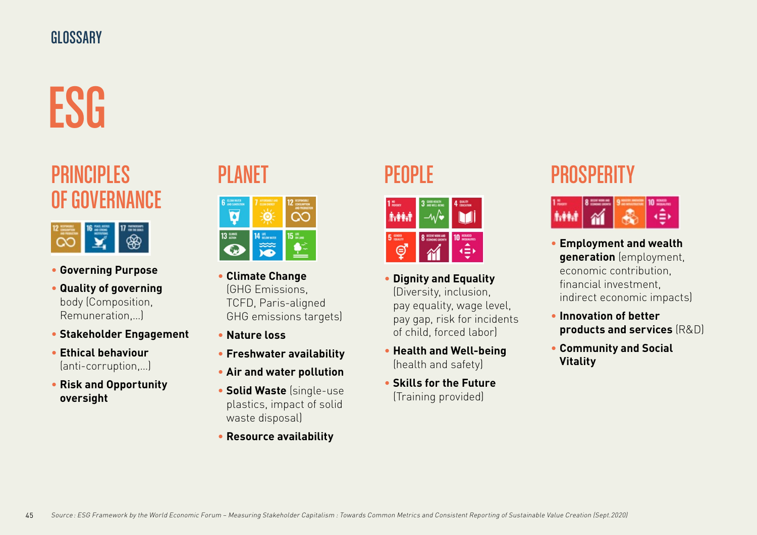GLOSSARY

# ESG

## PRINCIPLES OF GOVERNANCE

- **Governing Purpose**
- **Quality of governing** body (Composition, Remuneration,...)
- **Stakeholder Engagement**
- **Ethical behaviour** (anti-corruption,...)
- **Risk and Opportunity oversight**

## PLANET

- **Climate Change** (GHG Emissions, TCFD, Paris-aligned GHG emissions targets)
- **Nature loss**
- **Freshwater availability**
- **Air and water pollution**
- **Solid Waste** (single-use plastics, impact of solid waste disposal)
- **Resource availability**

## PEOPLE

- **Dignity and Equality** (Diversity, inclusion, pay equality, wage level, pay gap, risk for incidents of child, forced labor)
- **Health and Well-being** (health and safety)
- **Skills for the Future** (Training provided)

## PROSPERITY

- **Employment and wealth generation** (employment, economic contribution, financial investment, indirect economic impacts)
- **Innovation of better products and services** (R&D)
- **Community and Social Vitality**

*Source : ESG Framework by the World Economic Forum – Measuring Stakeholder Capitalism : Towards Common Metrics and Consistent Reporting of Sustainable Value Creation (Sept.2020)*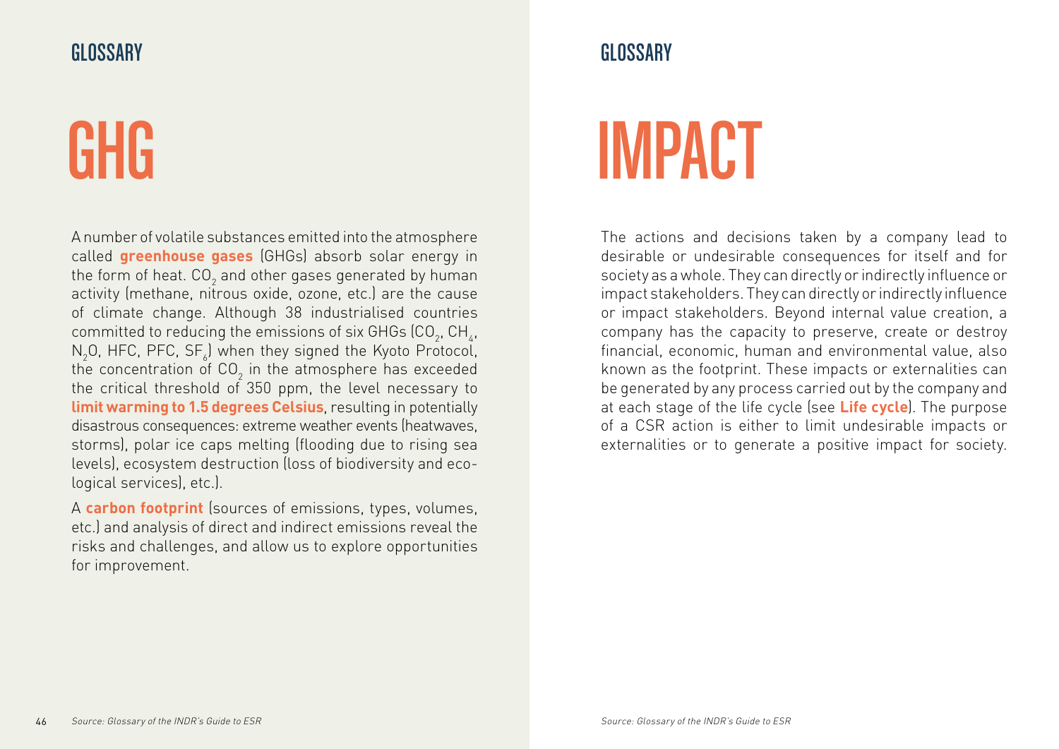GLOSSARY

# GHG

A number of volatile substances emitted into the atmosphere called **greenhouse gases** (GHGs) absorb solar energy in the form of heat. $CO_2$ and other gases generated by human activity (methane, nitrous oxide, ozone, etc.) are the cause of climate change. Although 38 industrialised countries committed to reducing the emissions of six GHGs ($CO_2$, $CH_4$, $N_2O$, HFC, PFC, $SF_6$) when they signed the Kyoto Protocol, the concentration of $CO_2$ in the atmosphere has exceeded the critical threshold of 350 ppm, the level necessary to **limit warming to 1.5 degrees Celsius**, resulting in potentially disastrous consequences: extreme weather events (heatwaves, storms), polar ice caps melting (flooding due to rising sea levels), ecosystem destruction (loss of biodiversity and ecological services), etc.).

A **carbon footprint** (sources of emissions, types, volumes, etc.) and analysis of direct and indirect emissions reveal the risks and challenges, and allow us to explore opportunities for improvement.

*Source: Glossary of the INDR's Guide to ESR*

GLOSSARY

# IMPACT

The actions and decisions taken by a company lead to desirable or undesirable consequences for itself and for society as a whole. They can directly or indirectly influence or impact stakeholders. They can directly or indirectly influence or impact stakeholders. Beyond internal value creation, a company has the capacity to preserve, create or destroy financial, economic, human and environmental value, also known as the footprint. These impacts or externalities can be generated by any process carried out by the company and at each stage of the life cycle (see **Life cycle**). The purpose of a CSR action is either to limit undesirable impacts or externalities or to generate a positive impact for society.

*Source: Glossary of the INDR's Guide to ESR*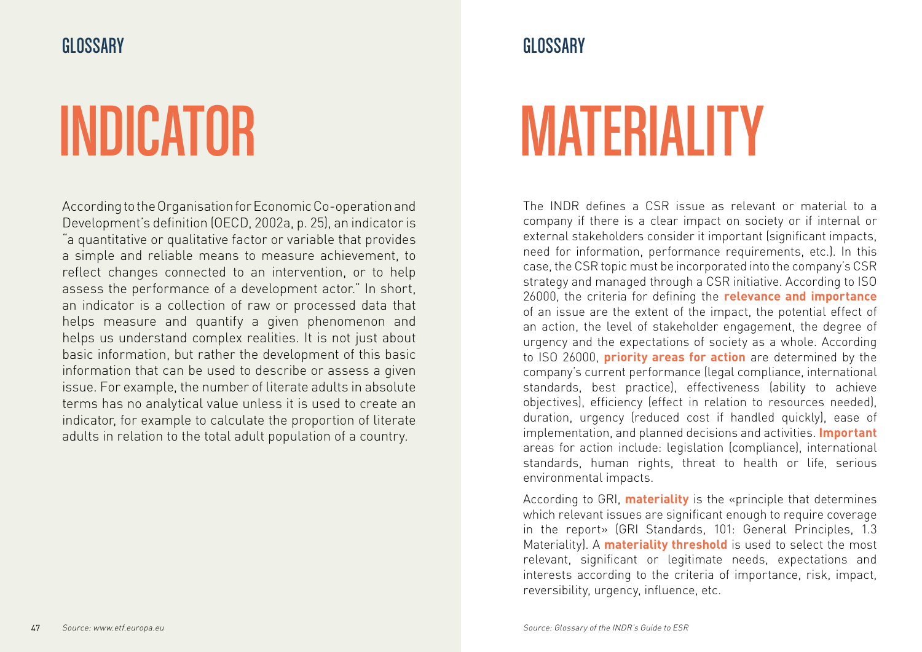GLOSSARY

# INDICATOR

According to the Organisation for Economic Co-operation and Development's definition (OECD, 2002a, p. 25), an indicator is "a quantitative or qualitative factor or variable that provides a simple and reliable means to measure achievement, to reflect changes connected to an intervention, or to help assess the performance of a development actor." In short, an indicator is a collection of raw or processed data that helps measure and quantify a given phenomenon and helps us understand complex realities. It is not just about basic information, but rather the development of this basic information that can be used to describe or assess a given issue. For example, the number of literate adults in absolute terms has no analytical value unless it is used to create an indicator, for example to calculate the proportion of literate adults in relation to the total adult population of a country.

*Source: www.etf.europa.eu*

GLOSSARY

# MATERIALITY

The INDR defines a CSR issue as relevant or material to a company if there is a clear impact on society or if internal or external stakeholders consider it important (significant impacts, need for information, performance requirements, etc.). In this case, the CSR topic must be incorporated into the company's CSR strategy and managed through a CSR initiative. According to ISO 26000, the criteria for defining the **relevance and importance** of an issue are the extent of the impact, the potential effect of an action, the level of stakeholder engagement, the degree of urgency and the expectations of society as a whole. According to ISO 26000, **priority areas for action** are determined by the company's current performance (legal compliance, international standards, best practice), effectiveness (ability to achieve objectives), efficiency (effect in relation to resources needed), duration, urgency (reduced cost if handled quickly), ease of implementation, and planned decisions and activities. **Important** areas for action include: legislation (compliance), international standards, human rights, threat to health or life, serious environmental impacts.

According to GRI, **materiality** is the «principle that determines which relevant issues are significant enough to require coverage in the report» (GRI Standards, 101: General Principles, 1.3 Materiality). A **materiality threshold** is used to select the most relevant, significant or legitimate needs, expectations and interests according to the criteria of importance, risk, impact, reversibility, urgency, influence, etc.

*Source: Glossary of the INDR's Guide to ESR*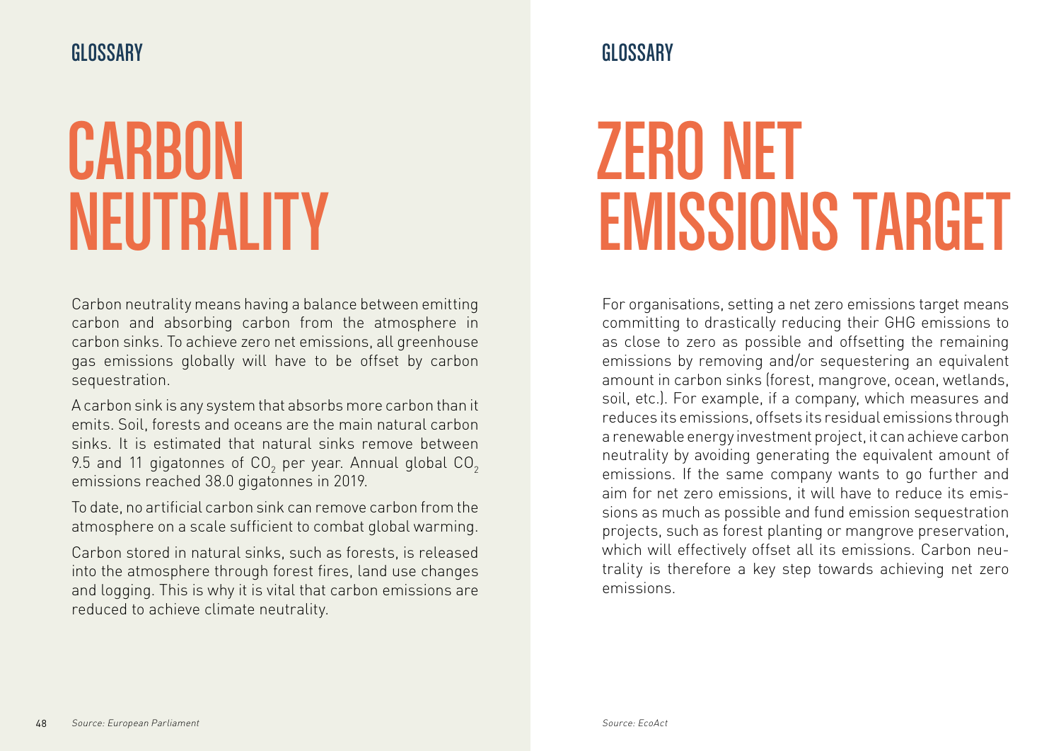GLOSSARY

# CARBON NEUTRALITY

Carbon neutrality means having a balance between emitting carbon and absorbing carbon from the atmosphere in carbon sinks. To achieve zero net emissions, all greenhouse gas emissions globally will have to be offset by carbon sequestration.

A carbon sink is any system that absorbs more carbon than it emits. Soil, forests and oceans are the main natural carbon sinks. It is estimated that natural sinks remove between 9.5 and 11 gigatonnes of $CO_2$ per year. Annual global $CO_2$ emissions reached 38.0 gigatonnes in 2019.

To date, no artificial carbon sink can remove carbon from the atmosphere on a scale sufficient to combat global warming.

Carbon stored in natural sinks, such as forests, is released into the atmosphere through forest fires, land use changes and logging. This is why it is vital that carbon emissions are reduced to achieve climate neutrality.

*Source: European Parliament*

GLOSSARY

# ZERO NET EMISSIONS TARGET

For organisations, setting a net zero emissions target means committing to drastically reducing their GHG emissions to as close to zero as possible and offsetting the remaining emissions by removing and/or sequestering an equivalent amount in carbon sinks (forest, mangrove, ocean, wetlands, soil, etc.). For example, if a company, which measures and reduces its emissions, offsets its residual emissions through a renewable energy investment project, it can achieve carbon neutrality by avoiding generating the equivalent amount of emissions. If the same company wants to go further and aim for net zero emissions, it will have to reduce its emissions as much as possible and fund emission sequestration projects, such as forest planting or mangrove preservation, which will effectively offset all its emissions. Carbon neutrality is therefore a key step towards achieving net zero emissions.

*Source: EcoAct*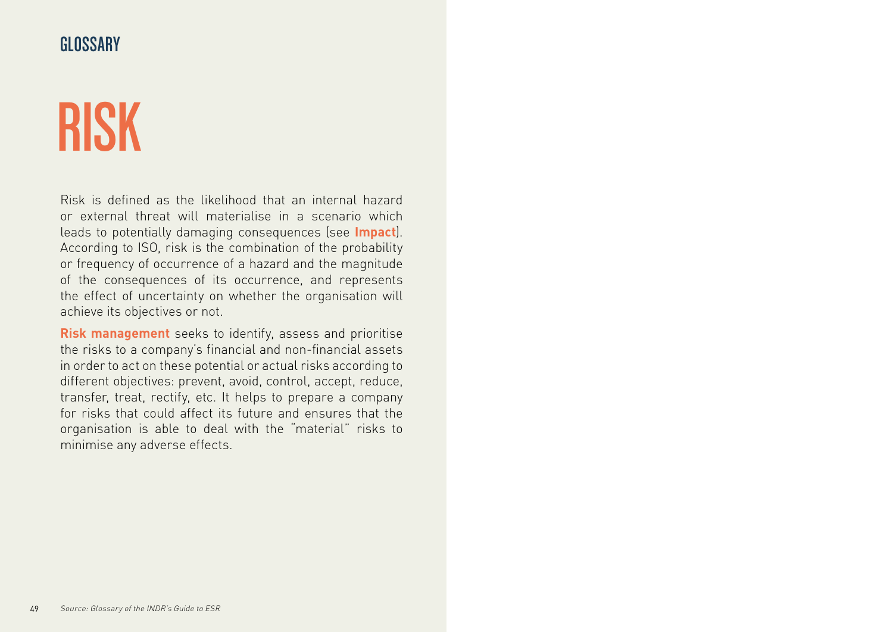GLOSSARY

# RISK

Risk is defined as the likelihood that an internal hazard or external threat will materialise in a scenario which leads to potentially damaging consequences (see **Impact**). According to ISO, risk is the combination of the probability or frequency of occurrence of a hazard and the magnitude of the consequences of its occurrence, and represents the effect of uncertainty on whether the organisation will achieve its objectives or not.

**Risk management** seeks to identify, assess and prioritise the risks to a company's financial and non-financial assets in order to act on these potential or actual risks according to different objectives: prevent, avoid, control, accept, reduce, transfer, treat, rectify, etc. It helps to prepare a company for risks that could affect its future and ensures that the organisation is able to deal with the "material" risks to minimise any adverse effects.

*Source: Glossary of the INDR's Guide to ESR*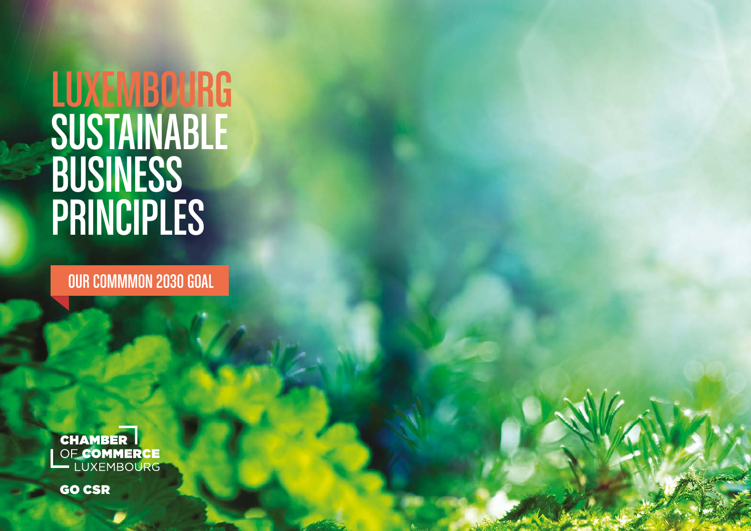# LUXEMBOURG SUSTAINABLE BUSINESS PRINCIPLES

OUR COMMMON 2030 GOAL

CHAMBER OF COMMERCE LUXEMBOURG

GO CSR